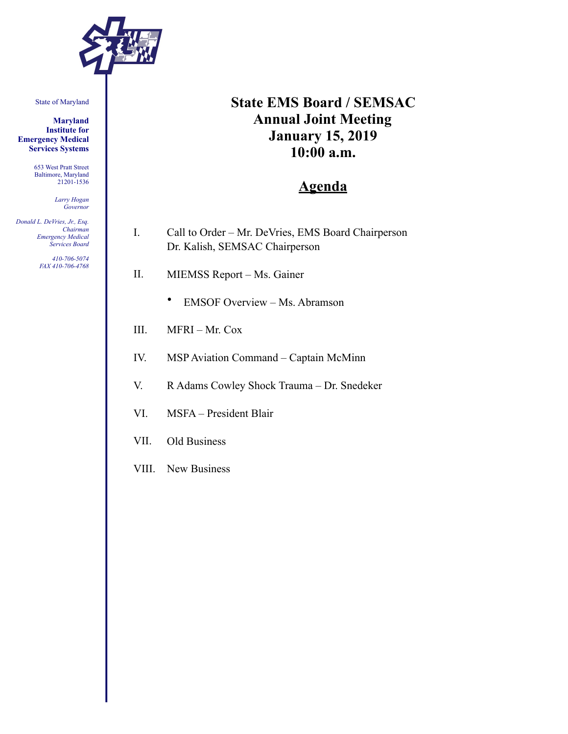State of Maryland

**Maryland Institute for Emergency Medical Services Systems**

653 West Pratt Street
Baltimore, Maryland
21201-1536

*Larry Hogan*
*Governor*

*Donald L. DeVries, Jr., Esq.*
*Chairman*
*Emergency Medical Services Board*

*410-706-5074*
*FAX 410-706-4768*

# State EMS Board / SEMSAC Annual Joint Meeting January 15, 2019 10:00 a.m.

## <u>Agenda</u>

I. Call to Order – Mr. DeVries, EMS Board Chairperson
Dr. Kalish, SEMSAC Chairperson

II. MIEMSS Report – Ms. Gainer

- EMSOF Overview – Ms. Abramson

III. MFRI – Mr. Cox

IV. MSP Aviation Command – Captain McMinn

V. R Adams Cowley Shock Trauma – Dr. Snedeker

VI. MSFA – President Blair

VII. Old Business

VIII. New Business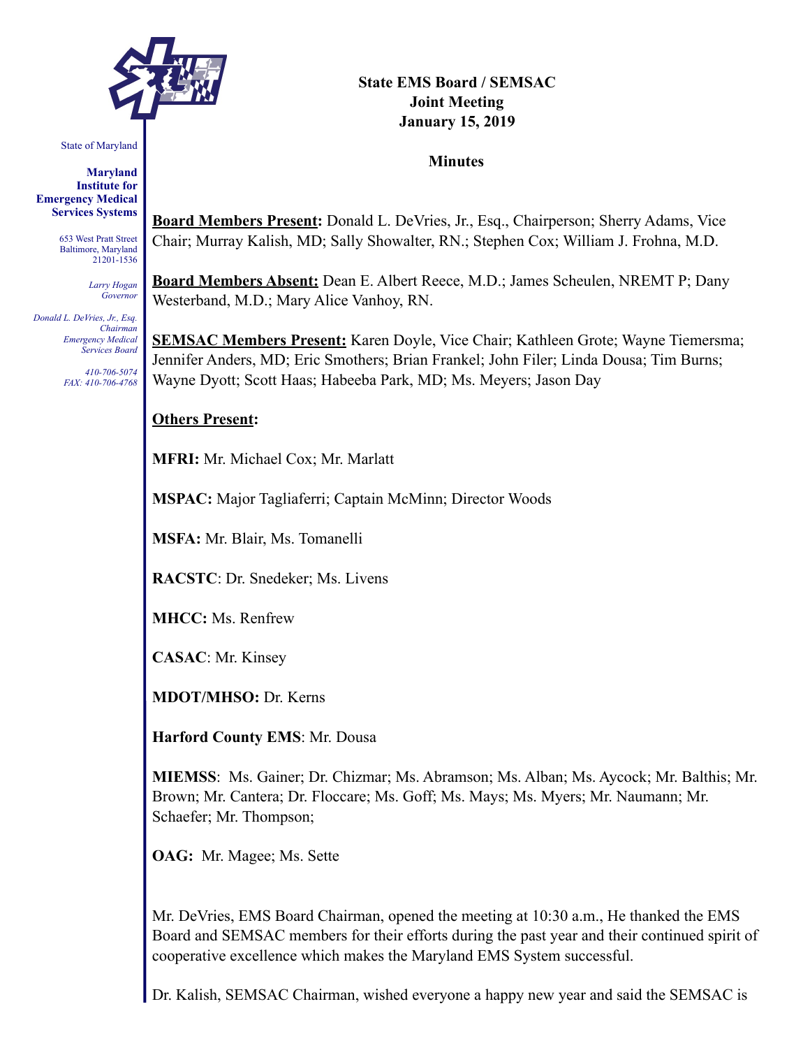State of Maryland

**Maryland Institute for Emergency Medical Services Systems**

653 West Pratt Street
Baltimore, Maryland
21201-1536

*Larry Hogan*
*Governor*

*Donald L. DeVries, Jr., Esq.*
*Chairman*
*Emergency Medical Services Board*

*410-706-5074*
*FAX: 410-706-4768*

**State EMS Board / SEMSAC**
**Joint Meeting**
**January 15, 2019**

**Minutes**

**Board Members Present:** Donald L. DeVries, Jr., Esq., Chairperson; Sherry Adams, Vice Chair; Murray Kalish, MD; Sally Showalter, RN.; Stephen Cox; William J. Frohna, M.D.

**Board Members Absent:** Dean E. Albert Reece, M.D.; James Scheulen, NREMT P; Dany Westerband, M.D.; Mary Alice Vanhoy, RN.

**SEMSAC Members Present:** Karen Doyle, Vice Chair; Kathleen Grote; Wayne Tiemersma; Jennifer Anders, MD; Eric Smothers; Brian Frankel; John Filer; Linda Dousa; Tim Burns; Wayne Dyott; Scott Haas; Habeeba Park, MD; Ms. Meyers; Jason Day

**Others Present:**

**MFRI:** Mr. Michael Cox; Mr. Marlatt

**MSPAC:** Major Tagliaferri; Captain McMinn; Director Woods

**MSFA:** Mr. Blair, Ms. Tomanelli

**RACSTC**: Dr. Snedeker; Ms. Livens

**MHCC:** Ms. Renfrew

**CASAC**: Mr. Kinsey

**MDOT/MHSO:** Dr. Kerns

**Harford County EMS**: Mr. Dousa

**MIEMSS**: Ms. Gainer; Dr. Chizmar; Ms. Abramson; Ms. Alban; Ms. Aycock; Mr. Balthis; Mr. Brown; Mr. Cantera; Dr. Floccare; Ms. Goff; Ms. Mays; Ms. Myers; Mr. Naumann; Mr. Schaefer; Mr. Thompson;

**OAG:** Mr. Magee; Ms. Sette

Mr. DeVries, EMS Board Chairman, opened the meeting at 10:30 a.m., He thanked the EMS Board and SEMSAC members for their efforts during the past year and their continued spirit of cooperative excellence which makes the Maryland EMS System successful.

Dr. Kalish, SEMSAC Chairman, wished everyone a happy new year and said the SEMSAC is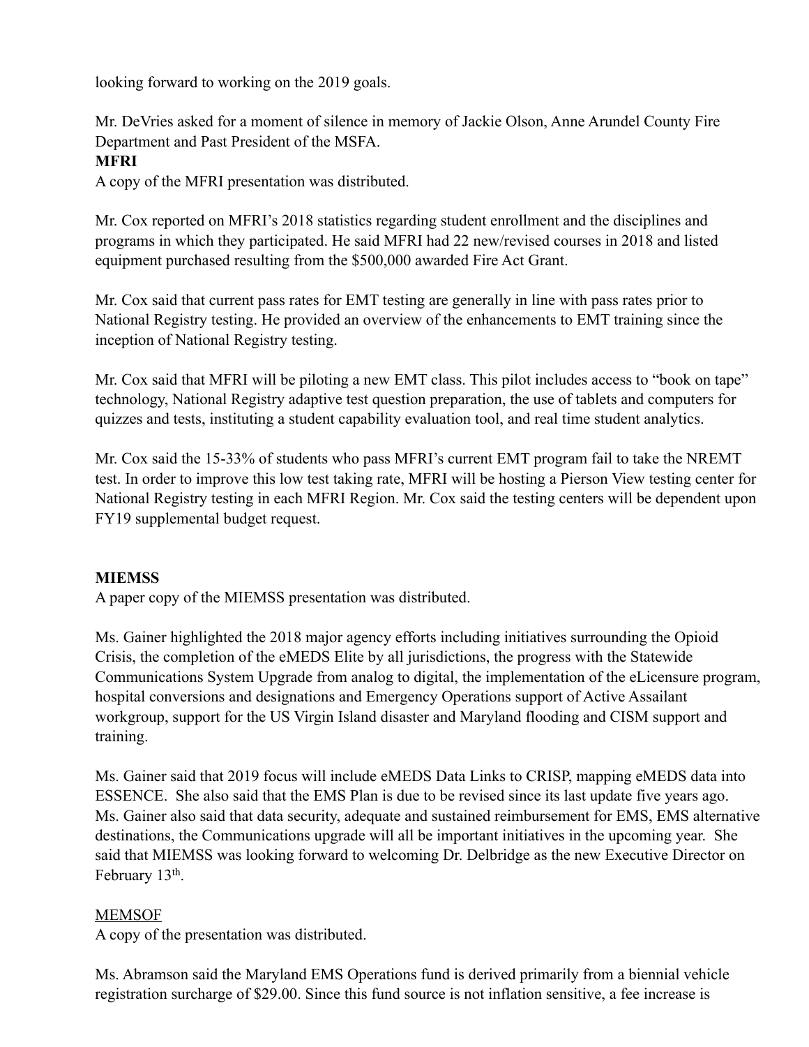looking forward to working on the 2019 goals.

Mr. DeVries asked for a moment of silence in memory of Jackie Olson, Anne Arundel County Fire Department and Past President of the MSFA.

**MFRI**

A copy of the MFRI presentation was distributed.

Mr. Cox reported on MFRI's 2018 statistics regarding student enrollment and the disciplines and programs in which they participated. He said MFRI had 22 new/revised courses in 2018 and listed equipment purchased resulting from the $500,000 awarded Fire Act Grant.

Mr. Cox said that current pass rates for EMT testing are generally in line with pass rates prior to National Registry testing. He provided an overview of the enhancements to EMT training since the inception of National Registry testing.

Mr. Cox said that MFRI will be piloting a new EMT class. This pilot includes access to "book on tape" technology, National Registry adaptive test question preparation, the use of tablets and computers for quizzes and tests, instituting a student capability evaluation tool, and real time student analytics.

Mr. Cox said the 15-33% of students who pass MFRI's current EMT program fail to take the NREMT test. In order to improve this low test taking rate, MFRI will be hosting a Pierson View testing center for National Registry testing in each MFRI Region. Mr. Cox said the testing centers will be dependent upon FY19 supplemental budget request.

**MIEMSS**

A paper copy of the MIEMSS presentation was distributed.

Ms. Gainer highlighted the 2018 major agency efforts including initiatives surrounding the Opioid Crisis, the completion of the eMEDS Elite by all jurisdictions, the progress with the Statewide Communications System Upgrade from analog to digital, the implementation of the eLicensure program, hospital conversions and designations and Emergency Operations support of Active Assailant workgroup, support for the US Virgin Island disaster and Maryland flooding and CISM support and training.

Ms. Gainer said that 2019 focus will include eMEDS Data Links to CRISP, mapping eMEDS data into ESSENCE. She also said that the EMS Plan is due to be revised since its last update five years ago. Ms. Gainer also said that data security, adequate and sustained reimbursement for EMS, EMS alternative destinations, the Communications upgrade will all be important initiatives in the upcoming year. She said that MIEMSS was looking forward to welcoming Dr. Delbridge as the new Executive Director on February 13th.

MEMSOF

A copy of the presentation was distributed.

Ms. Abramson said the Maryland EMS Operations fund is derived primarily from a biennial vehicle registration surcharge of $29.00. Since this fund source is not inflation sensitive, a fee increase is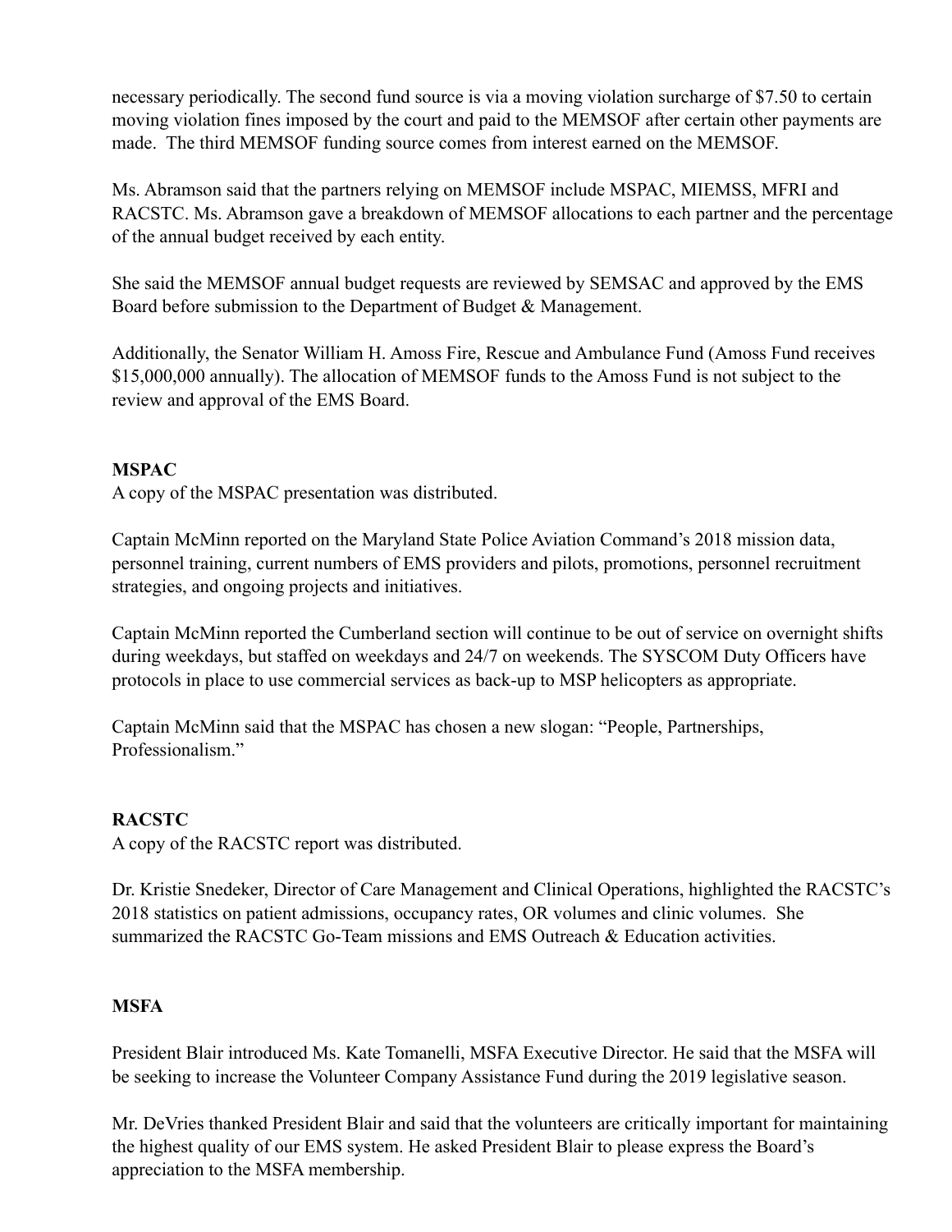necessary periodically. The second fund source is via a moving violation surcharge of $7.50 to certain moving violation fines imposed by the court and paid to the MEMSOF after certain other payments are made. The third MEMSOF funding source comes from interest earned on the MEMSOF.

Ms. Abramson said that the partners relying on MEMSOF include MSPAC, MIEMSS, MFRI and RACSTC. Ms. Abramson gave a breakdown of MEMSOF allocations to each partner and the percentage of the annual budget received by each entity.

She said the MEMSOF annual budget requests are reviewed by SEMSAC and approved by the EMS Board before submission to the Department of Budget & Management.

Additionally, the Senator William H. Amoss Fire, Rescue and Ambulance Fund (Amoss Fund receives $15,000,000 annually). The allocation of MEMSOF funds to the Amoss Fund is not subject to the review and approval of the EMS Board.

**MSPAC**

A copy of the MSPAC presentation was distributed.

Captain McMinn reported on the Maryland State Police Aviation Command's 2018 mission data, personnel training, current numbers of EMS providers and pilots, promotions, personnel recruitment strategies, and ongoing projects and initiatives.

Captain McMinn reported the Cumberland section will continue to be out of service on overnight shifts during weekdays, but staffed on weekdays and 24/7 on weekends. The SYSCOM Duty Officers have protocols in place to use commercial services as back-up to MSP helicopters as appropriate.

Captain McMinn said that the MSPAC has chosen a new slogan: "People, Partnerships, Professionalism."

**RACSTC**

A copy of the RACSTC report was distributed.

Dr. Kristie Snedeker, Director of Care Management and Clinical Operations, highlighted the RACSTC's 2018 statistics on patient admissions, occupancy rates, OR volumes and clinic volumes. She summarized the RACSTC Go-Team missions and EMS Outreach & Education activities.

**MSFA**

President Blair introduced Ms. Kate Tomanelli, MSFA Executive Director. He said that the MSFA will be seeking to increase the Volunteer Company Assistance Fund during the 2019 legislative season.

Mr. DeVries thanked President Blair and said that the volunteers are critically important for maintaining the highest quality of our EMS system. He asked President Blair to please express the Board's appreciation to the MSFA membership.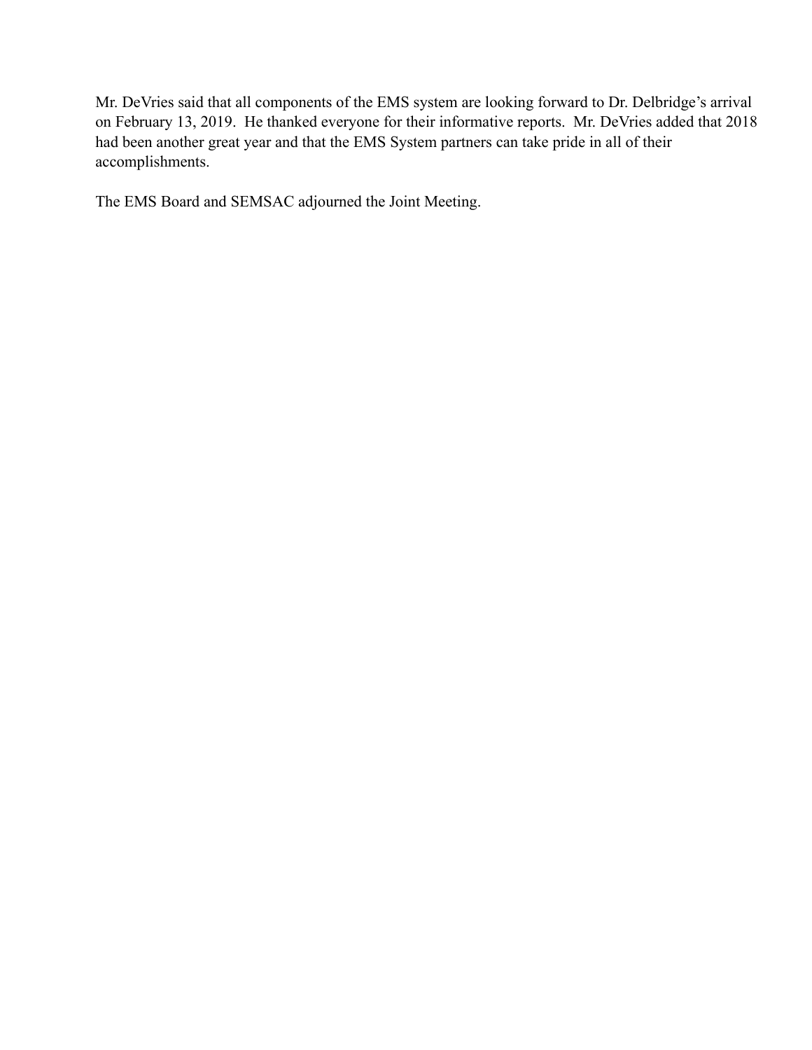Mr. DeVries said that all components of the EMS system are looking forward to Dr. Delbridge's arrival on February 13, 2019. He thanked everyone for their informative reports. Mr. DeVries added that 2018 had been another great year and that the EMS System partners can take pride in all of their accomplishments.

The EMS Board and SEMSAC adjourned the Joint Meeting.